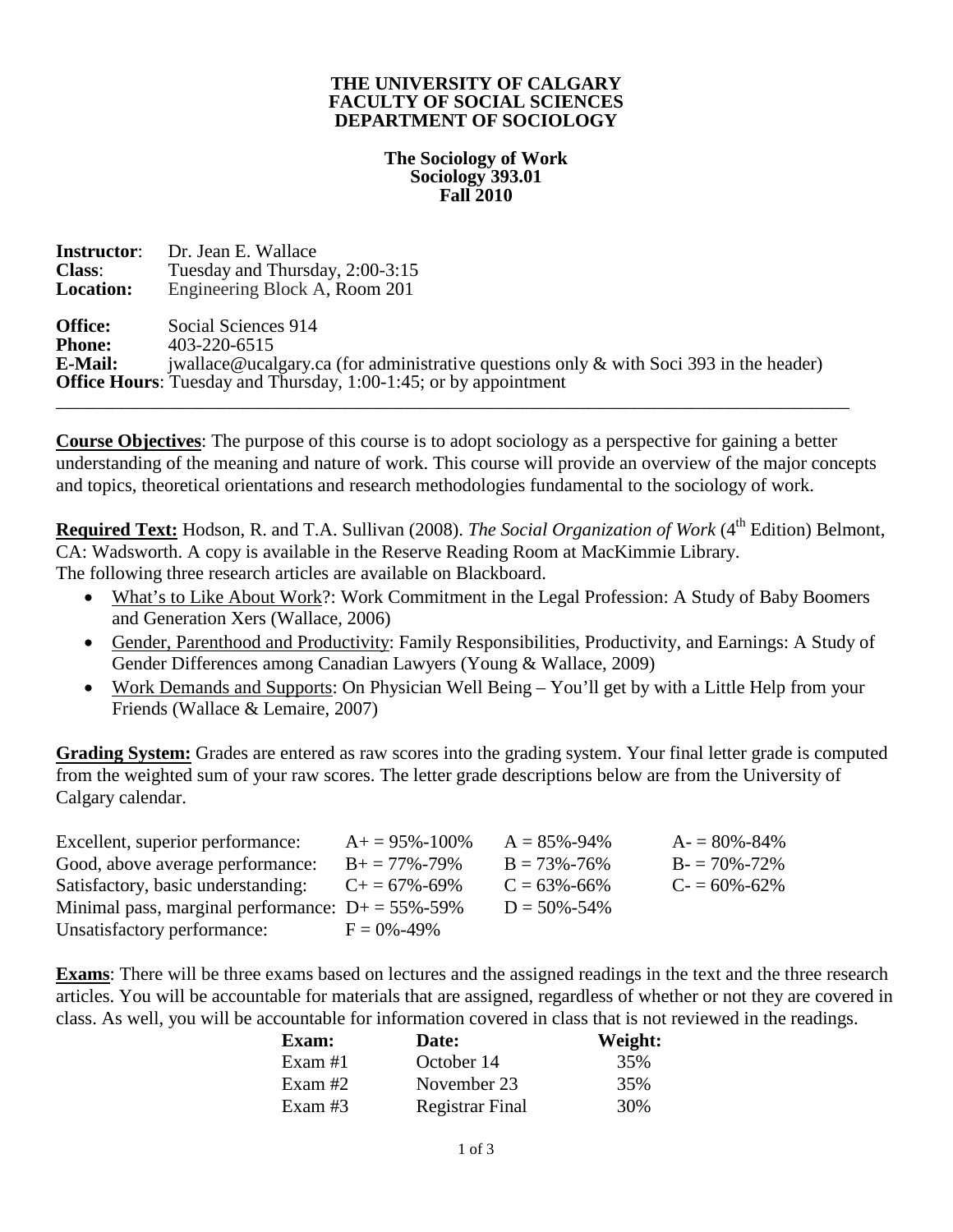**THE UNIVERSITY OF CALGARY**
**FACULTY OF SOCIAL SCIENCES**
**DEPARTMENT OF SOCIOLOGY**

**The Sociology of Work**
**Sociology 393.01**
**Fall 2010**

**Instructor**: Dr. Jean E. Wallace
**Class**: Tuesday and Thursday, 2:00-3:15
**Location:** Engineering Block A, Room 201

**Office:** Social Sciences 914
**Phone:** 403-220-6515
**E-Mail:** jwallace@ucalgary.ca (for administrative questions only & with Soci 393 in the header)
**Office Hours**: Tuesday and Thursday, 1:00-1:45; or by appointment

---

**Course Objectives**: The purpose of this course is to adopt sociology as a perspective for gaining a better understanding of the meaning and nature of work. This course will provide an overview of the major concepts and topics, theoretical orientations and research methodologies fundamental to the sociology of work.

**Required Text:** Hodson, R. and T.A. Sullivan (2008). *The Social Organization of Work* (4th Edition) Belmont, CA: Wadsworth. A copy is available in the Reserve Reading Room at MacKimmie Library.
The following three research articles are available on Blackboard.

- What's to Like About Work?: Work Commitment in the Legal Profession: A Study of Baby Boomers and Generation Xers (Wallace, 2006)
- Gender, Parenthood and Productivity: Family Responsibilities, Productivity, and Earnings: A Study of Gender Differences among Canadian Lawyers (Young & Wallace, 2009)
- Work Demands and Supports: On Physician Well Being – You'll get by with a Little Help from your Friends (Wallace & Lemaire, 2007)

**Grading System:** Grades are entered as raw scores into the grading system. Your final letter grade is computed from the weighted sum of your raw scores. The letter grade descriptions below are from the University of Calgary calendar.

| | | | |
|---|---|---|---|
| Excellent, superior performance: | A+ = 95%-100% | A = 85%-94% | A- = 80%-84% |
| Good, above average performance: | B+ = 77%-79% | B = 73%-76% | B- = 70%-72% |
| Satisfactory, basic understanding: | C+ = 67%-69% | C = 63%-66% | C- = 60%-62% |
| Minimal pass, marginal performance: | D+ = 55%-59% | D = 50%-54% | |
| Unsatisfactory performance: | F = 0%-49% | | |

**Exams**: There will be three exams based on lectures and the assigned readings in the text and the three research articles. You will be accountable for materials that are assigned, regardless of whether or not they are covered in class. As well, you will be accountable for information covered in class that is not reviewed in the readings.

| Exam: | Date: | Weight: |
|---|---|---|
| Exam #1 | October 14 | 35% |
| Exam #2 | November 23 | 35% |
| Exam #3 | Registrar Final | 30% |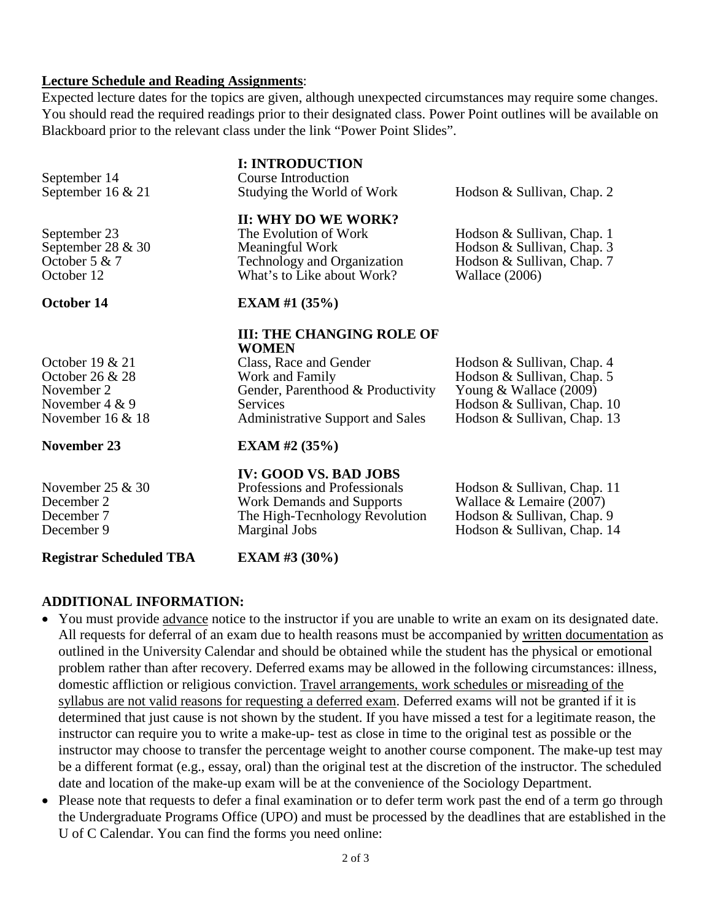**<u>Lecture Schedule and Reading Assignments</u>**:

Expected lecture dates for the topics are given, although unexpected circumstances may require some changes. You should read the required readings prior to their designated class. Power Point outlines will be available on Blackboard prior to the relevant class under the link "Power Point Slides".

| | | |
|---|---|---|
| | **I: INTRODUCTION** | |
| September 14 | Course Introduction | |
| September 16 & 21 | Studying the World of Work | Hodson & Sullivan, Chap. 2 |
| | **II: WHY DO WE WORK?** | |
| September 23 | The Evolution of Work | Hodson & Sullivan, Chap. 1 |
| September 28 & 30 | Meaningful Work | Hodson & Sullivan, Chap. 3 |
| October 5 & 7 | Technology and Organization | Hodson & Sullivan, Chap. 7 |
| October 12 | What's to Like about Work? | Wallace (2006) |
| **October 14** | **EXAM #1 (35%)** | |
| | **III: THE CHANGING ROLE OF WOMEN** | |
| October 19 & 21 | Class, Race and Gender | Hodson & Sullivan, Chap. 4 |
| October 26 & 28 | Work and Family | Hodson & Sullivan, Chap. 5 |
| November 2 | Gender, Parenthood & Productivity | Young & Wallace (2009) |
| November 4 & 9 | Services | Hodson & Sullivan, Chap. 10 |
| November 16 & 18 | Administrative Support and Sales | Hodson & Sullivan, Chap. 13 |
| **November 23** | **EXAM #2 (35%)** | |
| | **IV: GOOD VS. BAD JOBS** | |
| November 25 & 30 | Professions and Professionals | Hodson & Sullivan, Chap. 11 |
| December 2 | Work Demands and Supports | Wallace & Lemaire (2007) |
| December 7 | The High-Tecnhology Revolution | Hodson & Sullivan, Chap. 9 |
| December 9 | Marginal Jobs | Hodson & Sullivan, Chap. 14 |
| **Registrar Scheduled TBA** | **EXAM #3 (30%)** | |

**ADDITIONAL INFORMATION:**

- You must provide <u>advance</u> notice to the instructor if you are unable to write an exam on its designated date. All requests for deferral of an exam due to health reasons must be accompanied by <u>written documentation</u> as outlined in the University Calendar and should be obtained while the student has the physical or emotional problem rather than after recovery. Deferred exams may be allowed in the following circumstances: illness, domestic affliction or religious conviction. <u>Travel arrangements, work schedules or misreading of the syllabus are not valid reasons for requesting a deferred exam</u>. Deferred exams will not be granted if it is determined that just cause is not shown by the student. If you have missed a test for a legitimate reason, the instructor can require you to write a make-up- test as close in time to the original test as possible or the instructor may choose to transfer the percentage weight to another course component. The make-up test may be a different format (e.g., essay, oral) than the original test at the discretion of the instructor. The scheduled date and location of the make-up exam will be at the convenience of the Sociology Department.
- Please note that requests to defer a final examination or to defer term work past the end of a term go through the Undergraduate Programs Office (UPO) and must be processed by the deadlines that are established in the U of C Calendar. You can find the forms you need online: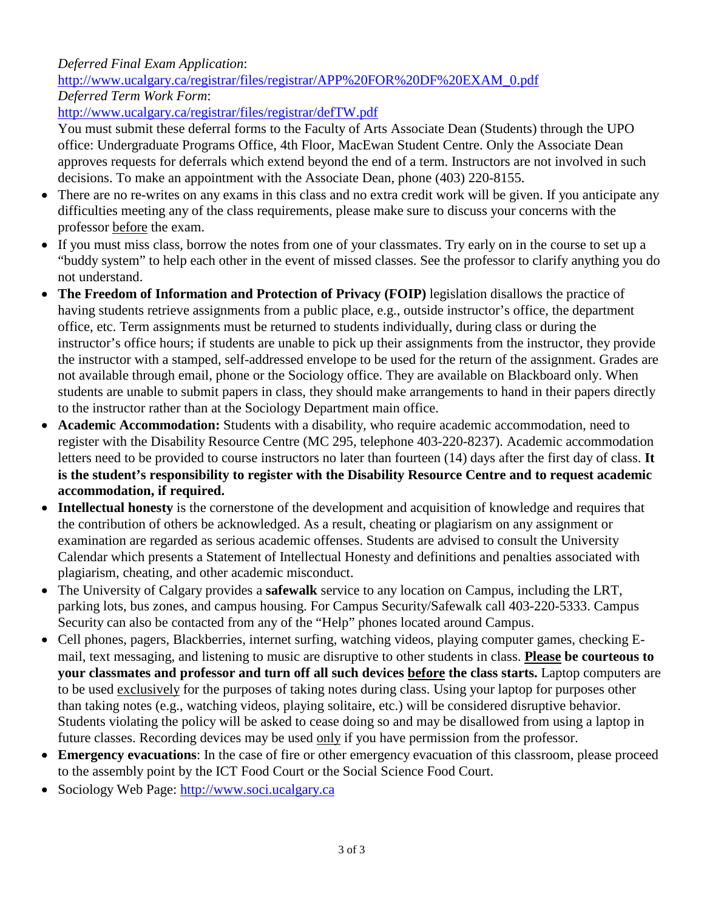*Deferred Final Exam Application*:
http://www.ucalgary.ca/registrar/files/registrar/APP%20FOR%20DF%20EXAM_0.pdf
*Deferred Term Work Form*:
http://www.ucalgary.ca/registrar/files/registrar/defTW.pdf
You must submit these deferral forms to the Faculty of Arts Associate Dean (Students) through the UPO office: Undergraduate Programs Office, 4th Floor, MacEwan Student Centre. Only the Associate Dean approves requests for deferrals which extend beyond the end of a term. Instructors are not involved in such decisions. To make an appointment with the Associate Dean, phone (403) 220-8155.

- There are no re-writes on any exams in this class and no extra credit work will be given. If you anticipate any difficulties meeting any of the class requirements, please make sure to discuss your concerns with the professor before the exam.
- If you must miss class, borrow the notes from one of your classmates. Try early on in the course to set up a "buddy system" to help each other in the event of missed classes. See the professor to clarify anything you do not understand.
- **The Freedom of Information and Protection of Privacy (FOIP)** legislation disallows the practice of having students retrieve assignments from a public place, e.g., outside instructor's office, the department office, etc. Term assignments must be returned to students individually, during class or during the instructor's office hours; if students are unable to pick up their assignments from the instructor, they provide the instructor with a stamped, self-addressed envelope to be used for the return of the assignment. Grades are not available through email, phone or the Sociology office. They are available on Blackboard only. When students are unable to submit papers in class, they should make arrangements to hand in their papers directly to the instructor rather than at the Sociology Department main office.
- **Academic Accommodation:** Students with a disability, who require academic accommodation, need to register with the Disability Resource Centre (MC 295, telephone 403-220-8237). Academic accommodation letters need to be provided to course instructors no later than fourteen (14) days after the first day of class. **It is the student's responsibility to register with the Disability Resource Centre and to request academic accommodation, if required.**
- **Intellectual honesty** is the cornerstone of the development and acquisition of knowledge and requires that the contribution of others be acknowledged. As a result, cheating or plagiarism on any assignment or examination are regarded as serious academic offenses. Students are advised to consult the University Calendar which presents a Statement of Intellectual Honesty and definitions and penalties associated with plagiarism, cheating, and other academic misconduct.
- The University of Calgary provides a **safewalk** service to any location on Campus, including the LRT, parking lots, bus zones, and campus housing. For Campus Security/Safewalk call 403-220-5333. Campus Security can also be contacted from any of the "Help" phones located around Campus.
- Cell phones, pagers, Blackberries, internet surfing, watching videos, playing computer games, checking E-mail, text messaging, and listening to music are disruptive to other students in class. **Please be courteous to your classmates and professor and turn off all such devices before the class starts.** Laptop computers are to be used exclusively for the purposes of taking notes during class. Using your laptop for purposes other than taking notes (e.g., watching videos, playing solitaire, etc.) will be considered disruptive behavior. Students violating the policy will be asked to cease doing so and may be disallowed from using a laptop in future classes. Recording devices may be used only if you have permission from the professor.
- **Emergency evacuations**: In the case of fire or other emergency evacuation of this classroom, please proceed to the assembly point by the ICT Food Court or the Social Science Food Court.
- Sociology Web Page: http://www.soci.ucalgary.ca